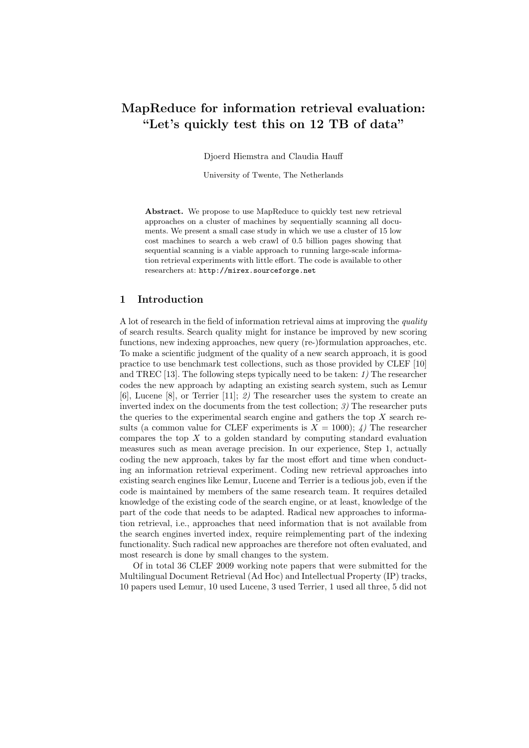# MapReduce for information retrieval evaluation: "Let's quickly test this on 12 TB of data"

Djoerd Hiemstra and Claudia Hauff

University of Twente, The Netherlands

**Abstract.** We propose to use MapReduce to quickly test new retrieval approaches on a cluster of machines by sequentially scanning all documents. We present a small case study in which we use a cluster of 15 low cost machines to search a web crawl of 0.5 billion pages showing that sequential scanning is a viable approach to running large-scale information retrieval experiments with little effort. The code is available to other researchers at: http://mirex.sourceforge.net

## 1 Introduction

A lot of research in the field of information retrieval aims at improving the *quality* of search results. Search quality might for instance be improved by new scoring functions, new indexing approaches, new query (re-)formulation approaches, etc. To make a scientific judgment of the quality of a new search approach, it is good practice to use benchmark test collections, such as those provided by CLEF [10] and TREC [13]. The following steps typically need to be taken: *1)* The researcher codes the new approach by adapting an existing search system, such as Lemur [6], Lucene [8], or Terrier [11]; *2)* The researcher uses the system to create an inverted index on the documents from the test collection; *3)* The researcher puts the queries to the experimental search engine and gathers the top $X$ search results (a common value for CLEF experiments is $X = 1000$); *4)* The researcher compares the top $X$ to a golden standard by computing standard evaluation measures such as mean average precision. In our experience, Step 1, actually coding the new approach, takes by far the most effort and time when conducting an information retrieval experiment. Coding new retrieval approaches into existing search engines like Lemur, Lucene and Terrier is a tedious job, even if the code is maintained by members of the same research team. It requires detailed knowledge of the existing code of the search engine, or at least, knowledge of the part of the code that needs to be adapted. Radical new approaches to information retrieval, i.e., approaches that need information that is not available from the search engines inverted index, require reimplementing part of the indexing functionality. Such radical new approaches are therefore not often evaluated, and most research is done by small changes to the system.

Of in total 36 CLEF 2009 working note papers that were submitted for the Multilingual Document Retrieval (Ad Hoc) and Intellectual Property (IP) tracks, 10 papers used Lemur, 10 used Lucene, 3 used Terrier, 1 used all three, 5 did not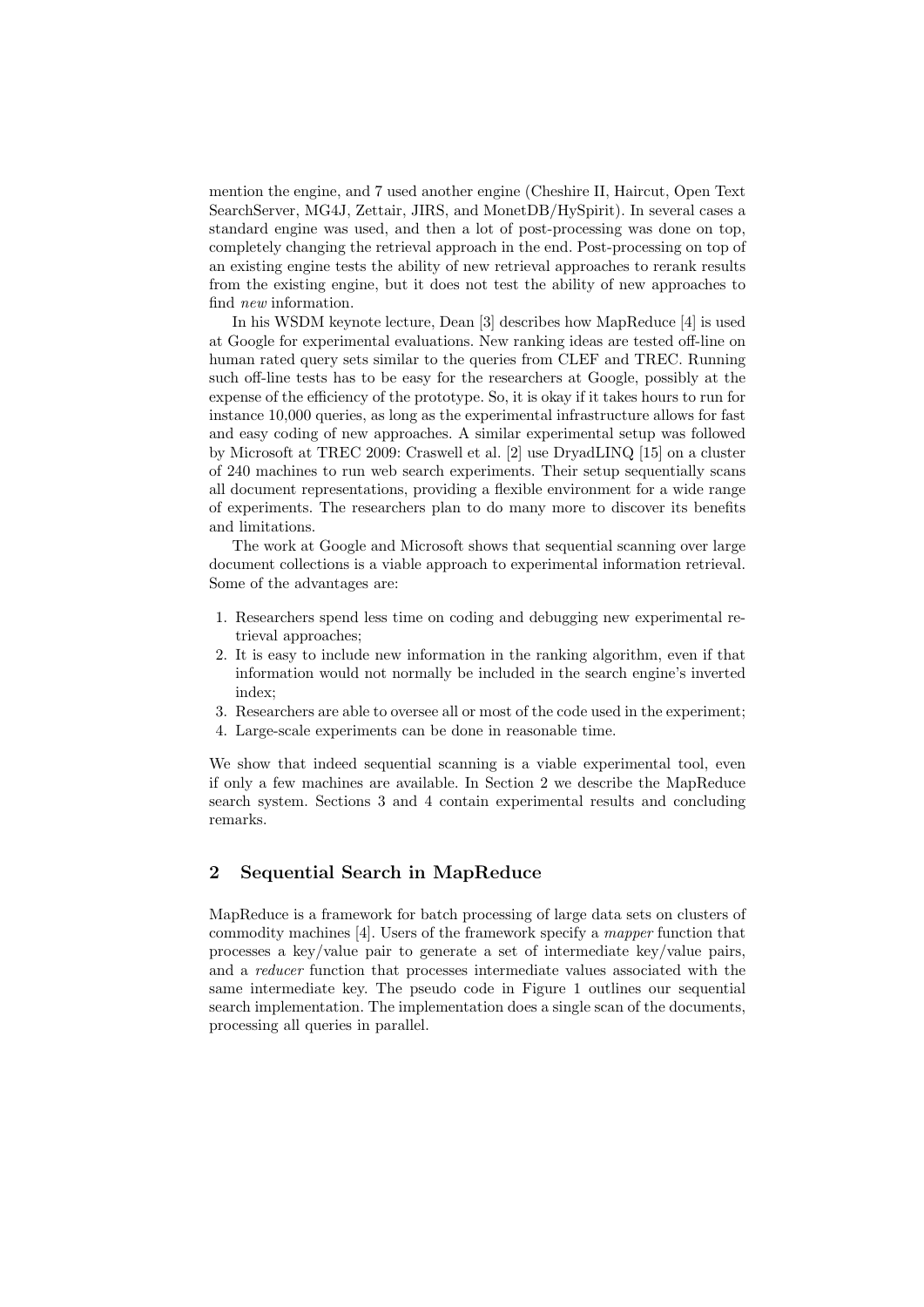mention the engine, and 7 used another engine (Cheshire II, Haircut, Open Text SearchServer, MG4J, Zettair, JIRS, and MonetDB/HySpirit). In several cases a standard engine was used, and then a lot of post-processing was done on top, completely changing the retrieval approach in the end. Post-processing on top of an existing engine tests the ability of new retrieval approaches to rerank results from the existing engine, but it does not test the ability of new approaches to find *new* information.

In his WSDM keynote lecture, Dean [3] describes how MapReduce [4] is used at Google for experimental evaluations. New ranking ideas are tested off-line on human rated query sets similar to the queries from CLEF and TREC. Running such off-line tests has to be easy for the researchers at Google, possibly at the expense of the efficiency of the prototype. So, it is okay if it takes hours to run for instance 10,000 queries, as long as the experimental infrastructure allows for fast and easy coding of new approaches. A similar experimental setup was followed by Microsoft at TREC 2009: Craswell et al. [2] use DryadLINQ [15] on a cluster of 240 machines to run web search experiments. Their setup sequentially scans all document representations, providing a flexible environment for a wide range of experiments. The researchers plan to do many more to discover its benefits and limitations.

The work at Google and Microsoft shows that sequential scanning over large document collections is a viable approach to experimental information retrieval. Some of the advantages are:

1. Researchers spend less time on coding and debugging new experimental retrieval approaches;
2. It is easy to include new information in the ranking algorithm, even if that information would not normally be included in the search engine's inverted index;
3. Researchers are able to oversee all or most of the code used in the experiment;
4. Large-scale experiments can be done in reasonable time.

We show that indeed sequential scanning is a viable experimental tool, even if only a few machines are available. In Section 2 we describe the MapReduce search system. Sections 3 and 4 contain experimental results and concluding remarks.

## 2 Sequential Search in MapReduce

MapReduce is a framework for batch processing of large data sets on clusters of commodity machines [4]. Users of the framework specify a *mapper* function that processes a key/value pair to generate a set of intermediate key/value pairs, and a *reducer* function that processes intermediate values associated with the same intermediate key. The pseudo code in Figure 1 outlines our sequential search implementation. The implementation does a single scan of the documents, processing all queries in parallel.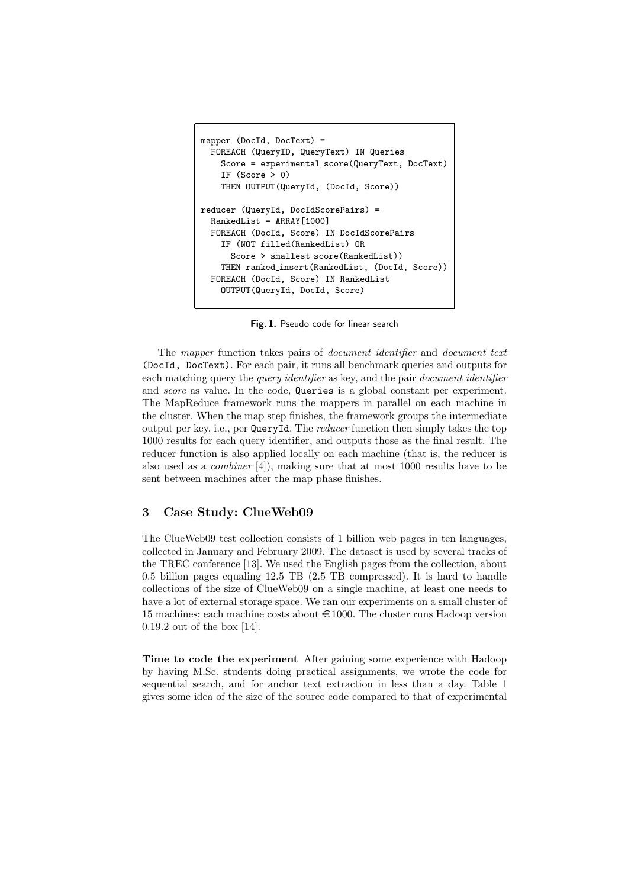```
mapper (DocId, DocText) =
  FOREACH (QueryID, QueryText) IN Queries
    Score = experimental_score(QueryText, DocText)
    IF (Score > 0)
    THEN OUTPUT(QueryId, (DocId, Score))

reducer (QueryId, DocIdScorePairs) =
  RankedList = ARRAY[1000]
  FOREACH (DocId, Score) IN DocIdScorePairs
    IF (NOT filled(RankedList) OR
      Score > smallest_score(RankedList))
    THEN ranked_insert(RankedList, (DocId, Score))
  FOREACH (DocId, Score) IN RankedList
    OUTPUT(QueryId, DocId, Score)
```

**Fig. 1.** Pseudo code for linear search

The *mapper* function takes pairs of *document identifier* and *document text* (DocId, DocText). For each pair, it runs all benchmark queries and outputs for each matching query the *query identifier* as key, and the pair *document identifier* and *score* as value. In the code, Queries is a global constant per experiment. The MapReduce framework runs the mappers in parallel on each machine in the cluster. When the map step finishes, the framework groups the intermediate output per key, i.e., per QueryId. The *reducer* function then simply takes the top 1000 results for each query identifier, and outputs those as the final result. The reducer function is also applied locally on each machine (that is, the reducer is also used as a *combiner* [4]), making sure that at most 1000 results have to be sent between machines after the map phase finishes.

## 3 Case Study: ClueWeb09

The ClueWeb09 test collection consists of 1 billion web pages in ten languages, collected in January and February 2009. The dataset is used by several tracks of the TREC conference [13]. We used the English pages from the collection, about 0.5 billion pages equaling 12.5 TB (2.5 TB compressed). It is hard to handle collections of the size of ClueWeb09 on a single machine, at least one needs to have a lot of external storage space. We ran our experiments on a small cluster of 15 machines; each machine costs about €1000. The cluster runs Hadoop version 0.19.2 out of the box [14].

**Time to code the experiment** After gaining some experience with Hadoop by having M.Sc. students doing practical assignments, we wrote the code for sequential search, and for anchor text extraction in less than a day. Table 1 gives some idea of the size of the source code compared to that of experimental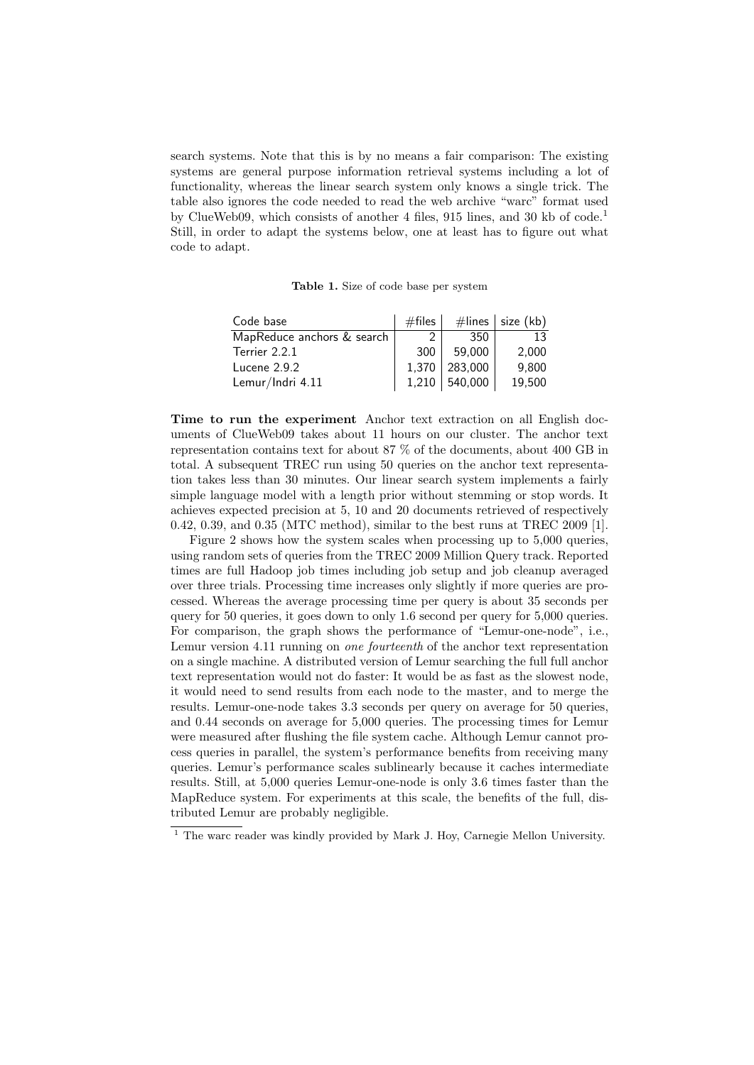search systems. Note that this is by no means a fair comparison: The existing systems are general purpose information retrieval systems including a lot of functionality, whereas the linear search system only knows a single trick. The table also ignores the code needed to read the web archive "warc" format used by ClueWeb09, which consists of another 4 files, 915 lines, and 30 kb of code.[1] Still, in order to adapt the systems below, one at least has to figure out what code to adapt.

**Table 1.** Size of code base per system

| Code base | #files | #lines | size (kb) |
|---|---|---|---|
| MapReduce anchors & search | 2 | 350 | 13 |
| Terrier 2.2.1 | 300 | 59,000 | 2,000 |
| Lucene 2.9.2 | 1,370 | 283,000 | 9,800 |
| Lemur/Indri 4.11 | 1,210 | 540,000 | 19,500 |

**Time to run the experiment** Anchor text extraction on all English documents of ClueWeb09 takes about 11 hours on our cluster. The anchor text representation contains text for about 87 % of the documents, about 400 GB in total. A subsequent TREC run using 50 queries on the anchor text representation takes less than 30 minutes. Our linear search system implements a fairly simple language model with a length prior without stemming or stop words. It achieves expected precision at 5, 10 and 20 documents retrieved of respectively 0.42, 0.39, and 0.35 (MTC method), similar to the best runs at TREC 2009 [1].

Figure 2 shows how the system scales when processing up to 5,000 queries, using random sets of queries from the TREC 2009 Million Query track. Reported times are full Hadoop job times including job setup and job cleanup averaged over three trials. Processing time increases only slightly if more queries are processed. Whereas the average processing time per query is about 35 seconds per query for 50 queries, it goes down to only 1.6 second per query for 5,000 queries. For comparison, the graph shows the performance of "Lemur-one-node", i.e., Lemur version 4.11 running on *one fourteenth* of the anchor text representation on a single machine. A distributed version of Lemur searching the full full anchor text representation would not do faster: It would be as fast as the slowest node, it would need to send results from each node to the master, and to merge the results. Lemur-one-node takes 3.3 seconds per query on average for 50 queries, and 0.44 seconds on average for 5,000 queries. The processing times for Lemur were measured after flushing the file system cache. Although Lemur cannot process queries in parallel, the system's performance benefits from receiving many queries. Lemur's performance scales sublinearly because it caches intermediate results. Still, at 5,000 queries Lemur-one-node is only 3.6 times faster than the MapReduce system. For experiments at this scale, the benefits of the full, distributed Lemur are probably negligible.

[1] The warc reader was kindly provided by Mark J. Hoy, Carnegie Mellon University.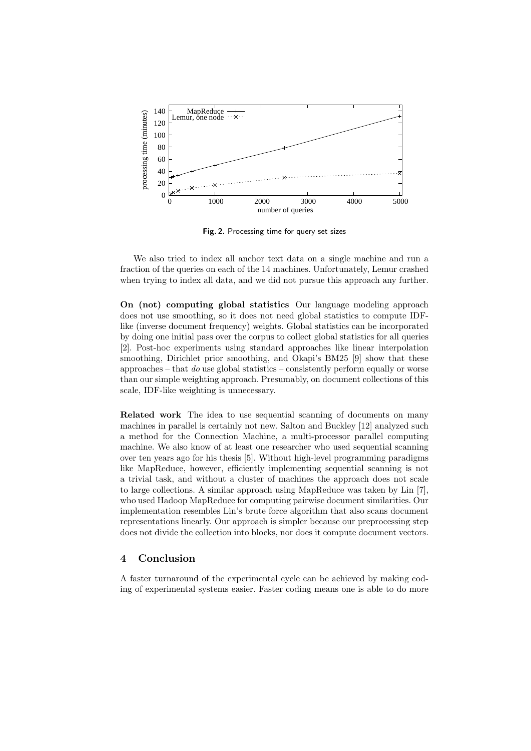**Fig. 2.** Processing time for query set sizes

We also tried to index all anchor text data on a single machine and run a fraction of the queries on each of the 14 machines. Unfortunately, Lemur crashed when trying to index all data, and we did not pursue this approach any further.

**On (not) computing global statistics** Our language modeling approach does not use smoothing, so it does not need global statistics to compute IDF-like (inverse document frequency) weights. Global statistics can be incorporated by doing one initial pass over the corpus to collect global statistics for all queries [2]. Post-hoc experiments using standard approaches like linear interpolation smoothing, Dirichlet prior smoothing, and Okapi's BM25 [9] show that these approaches – that *do* use global statistics – consistently perform equally or worse than our simple weighting approach. Presumably, on document collections of this scale, IDF-like weighting is unnecessary.

**Related work** The idea to use sequential scanning of documents on many machines in parallel is certainly not new. Salton and Buckley [12] analyzed such a method for the Connection Machine, a multi-processor parallel computing machine. We also know of at least one researcher who used sequential scanning over ten years ago for his thesis [5]. Without high-level programming paradigms like MapReduce, however, efficiently implementing sequential scanning is not a trivial task, and without a cluster of machines the approach does not scale to large collections. A similar approach using MapReduce was taken by Lin [7], who used Hadoop MapReduce for computing pairwise document similarities. Our implementation resembles Lin's brute force algorithm that also scans document representations linearly. Our approach is simpler because our preprocessing step does not divide the collection into blocks, nor does it compute document vectors.

## 4 Conclusion

A faster turnaround of the experimental cycle can be achieved by making coding of experimental systems easier. Faster coding means one is able to do more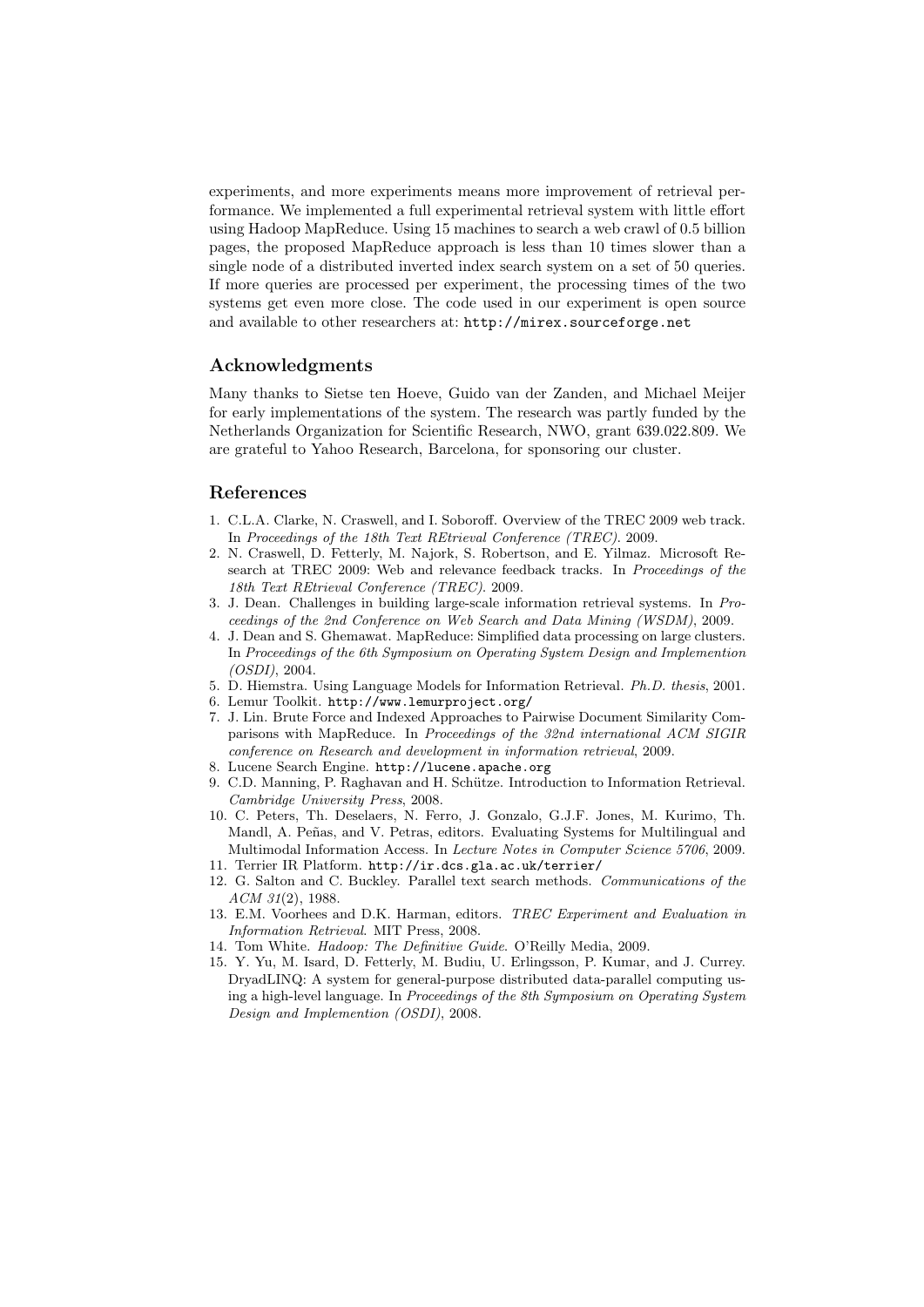experiments, and more experiments means more improvement of retrieval performance. We implemented a full experimental retrieval system with little effort using Hadoop MapReduce. Using 15 machines to search a web crawl of 0.5 billion pages, the proposed MapReduce approach is less than 10 times slower than a single node of a distributed inverted index search system on a set of 50 queries. If more queries are processed per experiment, the processing times of the two systems get even more close. The code used in our experiment is open source and available to other researchers at: `http://mirex.sourceforge.net`

## Acknowledgments

Many thanks to Sietse ten Hoeve, Guido van der Zanden, and Michael Meijer for early implementations of the system. The research was partly funded by the Netherlands Organization for Scientific Research, NWO, grant 639.022.809. We are grateful to Yahoo Research, Barcelona, for sponsoring our cluster.

## References

1. C.L.A. Clarke, N. Craswell, and I. Soboroff. Overview of the TREC 2009 web track. In *Proceedings of the 18th Text REtrieval Conference (TREC)*. 2009.
2. N. Craswell, D. Fetterly, M. Najork, S. Robertson, and E. Yilmaz. Microsoft Research at TREC 2009: Web and relevance feedback tracks. In *Proceedings of the 18th Text REtrieval Conference (TREC)*. 2009.
3. J. Dean. Challenges in building large-scale information retrieval systems. In *Proceedings of the 2nd Conference on Web Search and Data Mining (WSDM)*, 2009.
4. J. Dean and S. Ghemawat. MapReduce: Simplified data processing on large clusters. In *Proceedings of the 6th Symposium on Operating System Design and Implemention (OSDI)*, 2004.
5. D. Hiemstra. Using Language Models for Information Retrieval. *Ph.D. thesis*, 2001.
6. Lemur Toolkit. `http://www.lemurproject.org/`
7. J. Lin. Brute Force and Indexed Approaches to Pairwise Document Similarity Comparisons with MapReduce. In *Proceedings of the 32nd international ACM SIGIR conference on Research and development in information retrieval*, 2009.
8. Lucene Search Engine. `http://lucene.apache.org`
9. C.D. Manning, P. Raghavan and H. Schütze. Introduction to Information Retrieval. *Cambridge University Press*, 2008.
10. C. Peters, Th. Deselaers, N. Ferro, J. Gonzalo, G.J.F. Jones, M. Kurimo, Th. Mandl, A. Peñas, and V. Petras, editors. Evaluating Systems for Multilingual and Multimodal Information Access. In *Lecture Notes in Computer Science 5706*, 2009.
11. Terrier IR Platform. `http://ir.dcs.gla.ac.uk/terrier/`
12. G. Salton and C. Buckley. Parallel text search methods. *Communications of the ACM 31*(2), 1988.
13. E.M. Voorhees and D.K. Harman, editors. *TREC Experiment and Evaluation in Information Retrieval*. MIT Press, 2008.
14. Tom White. *Hadoop: The Definitive Guide*. O'Reilly Media, 2009.
15. Y. Yu, M. Isard, D. Fetterly, M. Budiu, U. Erlingsson, P. Kumar, and J. Currey. DryadLINQ: A system for general-purpose distributed data-parallel computing using a high-level language. In *Proceedings of the 8th Symposium on Operating System Design and Implemention (OSDI)*, 2008.